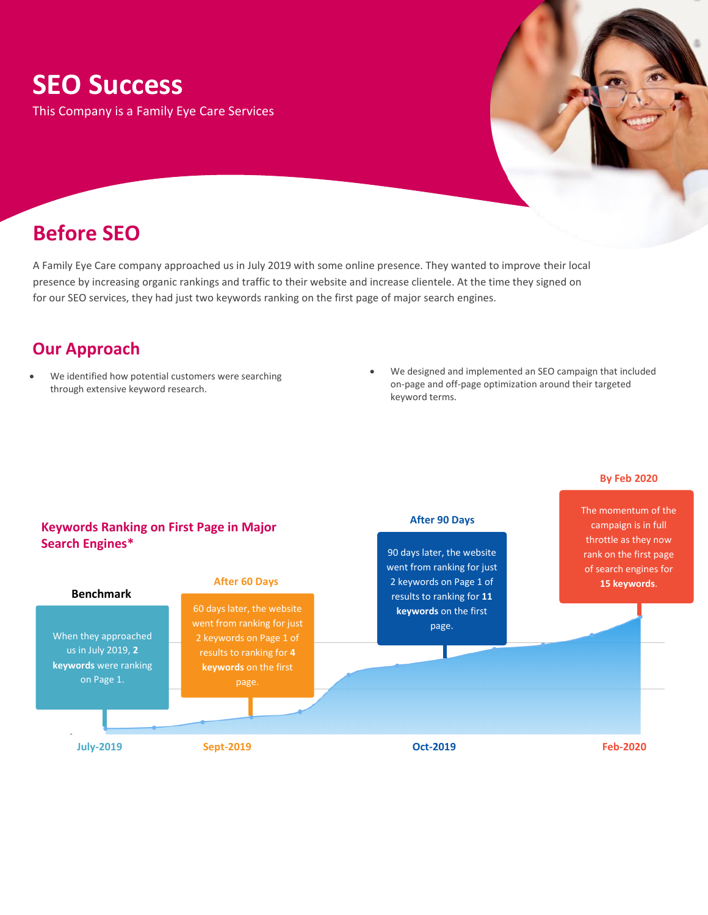# SEO Success

This Company is a Family Eye Care Services

## Before SEO

A Family Eye Care company approached us in July 2019 with some online presence. They wanted to improve their local presence by increasing organic rankings and traffic to their website and increase clientele. At the time they signed on for our SEO services, they had just two keywords ranking on the first page of major search engines.

## Our Approach

- We identified how potential customers were searching through extensive keyword research.
- We designed and implemented an SEO campaign that included on-page and off-page optimization around their targeted keyword terms.

### Keywords Ranking on First Page in Major Search Engines*

**Benchmark**

When they approached us in July 2019, **2 keywords** were ranking on Page 1.

**After 60 Days**

60 days later, the website went from ranking for just 2 keywords on Page 1 of results to ranking for **4 keywords** on the first page.

**After 90 Days**

90 days later, the website went from ranking for just 2 keywords on Page 1 of results to ranking for **11 keywords** on the first page.

**By Feb 2020**

The momentum of the campaign is in full throttle as they now rank on the first page of search engines for **15 keywords**.

July-2019

Sept-2019

Oct-2019

Feb-2020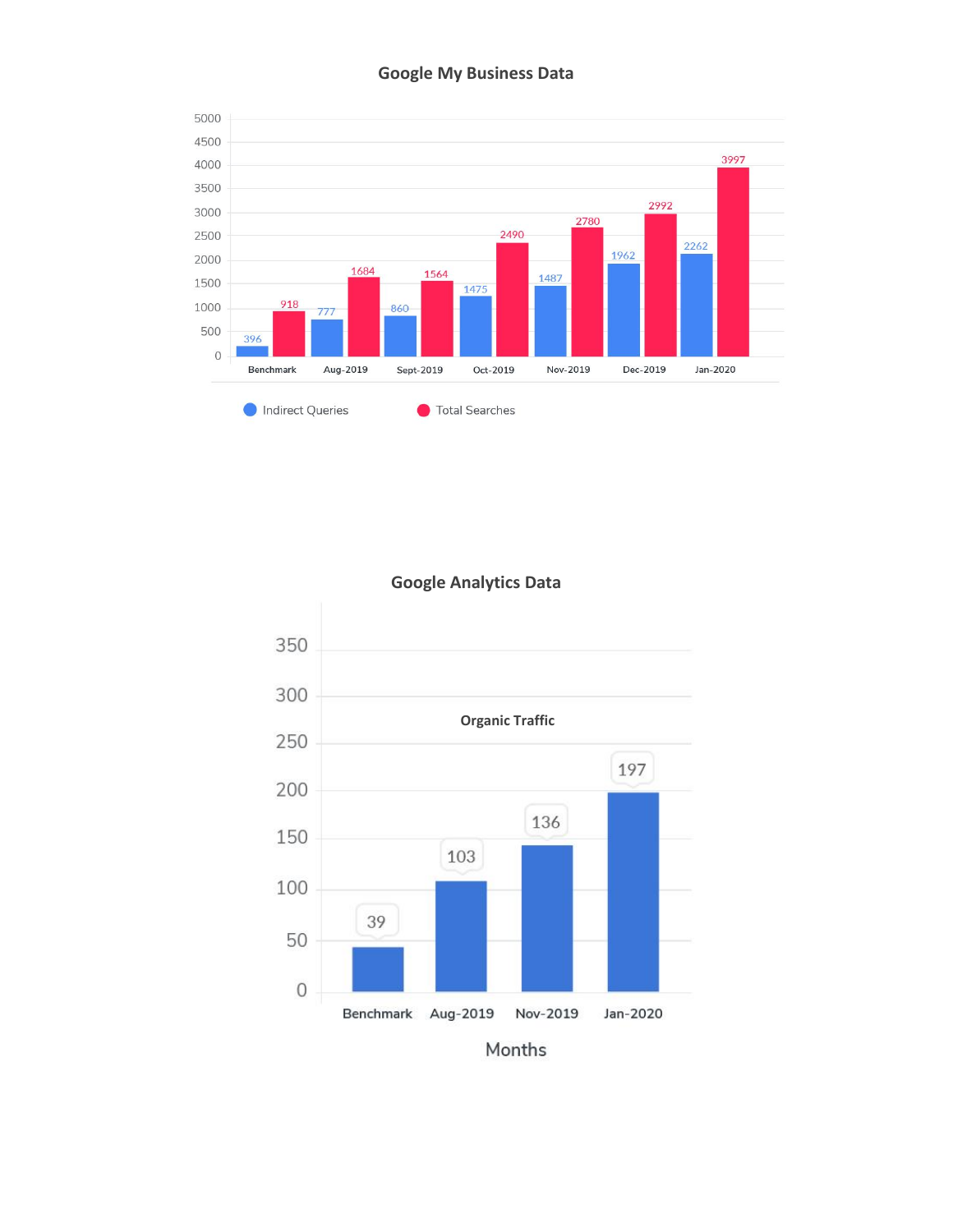## Google My Business Data

5000
4500
4000
3500
3000
2500
2000
1500
1000
500
0

396
918
777
1684
860
1564
1475
2490
1487
2780
1962
2992
2262
3997

Benchmark
Aug-2019
Sept-2019
Oct-2019
Nov-2019
Dec-2019
Jan-2020

Indirect Queries
Total Searches

## Google Analytics Data

Organic Traffic

350
300
250
200
150
100
50
0

39
103
136
197

Benchmark
Aug-2019
Nov-2019
Jan-2020

Months